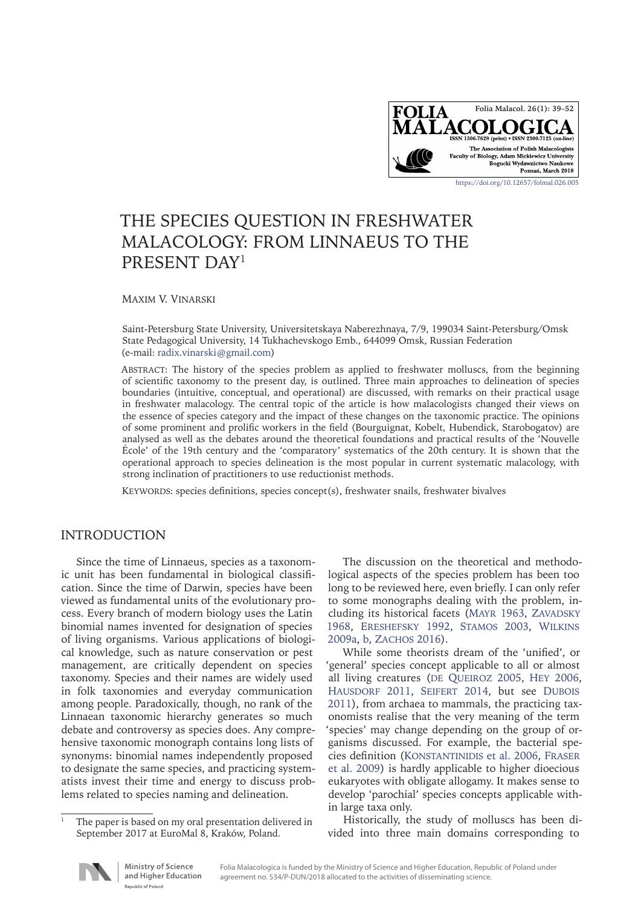# THE SPECIES QUESTION IN FRESHWATER MALACOLOGY: FROM LINNAEUS TO THE PRESENT DAY[1]

MAXIM V. VINARSKI

Saint-Petersburg State University, Universitetskaya Naberezhnaya, 7/9, 199034 Saint-Petersburg/Omsk State Pedagogical University, 14 Tukhachevskogo Emb., 644099 Omsk, Russian Federation (e-mail: radix.vinarski@gmail.com)

ABSTRACT: The history of the species problem as applied to freshwater molluscs, from the beginning of scientific taxonomy to the present day, is outlined. Three main approaches to delineation of species boundaries (intuitive, conceptual, and operational) are discussed, with remarks on their practical usage in freshwater malacology. The central topic of the article is how malacologists changed their views on the essence of species category and the impact of these changes on the taxonomic practice. The opinions of some prominent and prolific workers in the field (Bourguignat, Kobelt, Hubendick, Starobogatov) are analysed as well as the debates around the theoretical foundations and practical results of the 'Nouvelle École' of the 19th century and the 'comparatory' systematics of the 20th century. It is shown that the operational approach to species delineation is the most popular in current systematic malacology, with strong inclination of practitioners to use reductionist methods.

KEYWORDS: species definitions, species concept(s), freshwater snails, freshwater bivalves

## INTRODUCTION

Since the time of Linnaeus, species as a taxonomic unit has been fundamental in biological classification. Since the time of Darwin, species have been viewed as fundamental units of the evolutionary process. Every branch of modern biology uses the Latin binomial names invented for designation of species of living organisms. Various applications of biological knowledge, such as nature conservation or pest management, are critically dependent on species taxonomy. Species and their names are widely used in folk taxonomies and everyday communication among people. Paradoxically, though, no rank of the Linnaean taxonomic hierarchy generates so much debate and controversy as species does. Any comprehensive taxonomic monograph contains long lists of synonyms: binomial names independently proposed to designate the same species, and practicing systematists invest their time and energy to discuss problems related to species naming and delineation.

The discussion on the theoretical and methodological aspects of the species problem has been too long to be reviewed here, even briefly. I can only refer to some monographs dealing with the problem, including its historical facets (MAYR 1963, ZAVADSKY 1968, ERESHEFSKY 1992, STAMOS 2003, WILKINS 2009a, b, ZACHOS 2016).

While some theorists dream of the 'unified', or 'general' species concept applicable to all or almost all living creatures (DE QUEIROZ 2005, HEY 2006, HAUSDORF 2011, SEIFERT 2014, but see DUBOIS 2011), from archaea to mammals, the practicing taxonomists realise that the very meaning of the term 'species' may change depending on the group of organisms discussed. For example, the bacterial species definition (KONSTANTINIDIS et al. 2006, FRASER et al. 2009) is hardly applicable to higher dioecious eukaryotes with obligate allogamy. It makes sense to develop 'parochial' species concepts applicable within large taxa only.

Historically, the study of molluscs has been divided into three main domains corresponding to

[1] The paper is based on my oral presentation delivered in September 2017 at EuroMal 8, Kraków, Poland.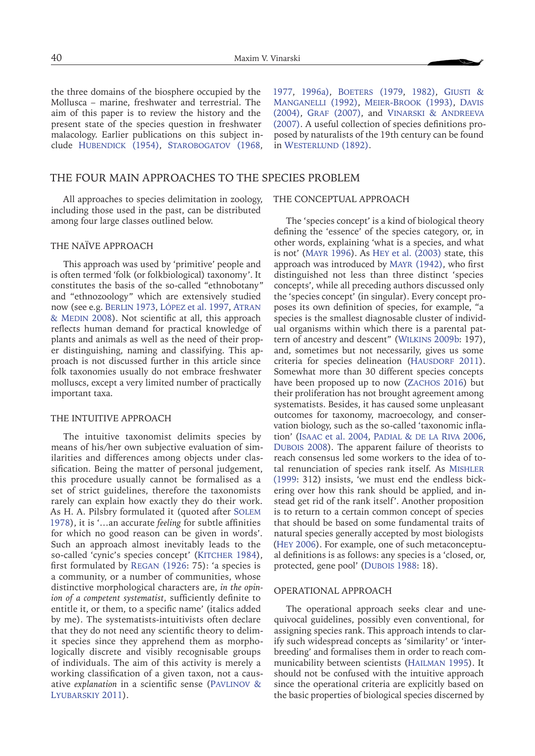the three domains of the biosphere occupied by the Mollusca – marine, freshwater and terrestrial. The aim of this paper is to review the history and the present state of the species question in freshwater malacology. Earlier publications on this subject include Hubendick (1954), Starobogatov (1968, 1977, 1996a), Boeters (1979, 1982), Giusti & Manganelli (1992), Meier-Brook (1993), Davis (2004), Graf (2007), and Vinarski & Andreeva (2007). A useful collection of species definitions proposed by naturalists of the 19th century can be found in Westerlund (1892).

## THE FOUR MAIN APPROACHES TO THE SPECIES PROBLEM

All approaches to species delimitation in zoology, including those used in the past, can be distributed among four large classes outlined below.

### THE NAÏVE APPROACH

This approach was used by 'primitive' people and is often termed 'folk (or folkbiological) taxonomy'. It constitutes the basis of the so-called "ethnobotany" and "ethnozoology" which are extensively studied now (see e.g. Berlin 1973, López et al. 1997, Atran & Medin 2008). Not scientific at all, this approach reflects human demand for practical knowledge of plants and animals as well as the need of their proper distinguishing, naming and classifying. This approach is not discussed further in this article since folk taxonomies usually do not embrace freshwater molluscs, except a very limited number of practically important taxa.

### THE INTUITIVE APPROACH

The intuitive taxonomist delimits species by means of his/her own subjective evaluation of similarities and differences among objects under classification. Being the matter of personal judgement, this procedure usually cannot be formalised as a set of strict guidelines, therefore the taxonomists rarely can explain how exactly they do their work. As H. A. Pilsbry formulated it (quoted after Solem 1978), it is '…an accurate *feeling* for subtle affinities for which no good reason can be given in words'. Such an approach almost inevitably leads to the so-called 'cynic's species concept' (Kitcher 1984), first formulated by Regan (1926: 75): 'a species is a community, or a number of communities, whose distinctive morphological characters are, *in the opinion of a competent systematist*, sufficiently definite to entitle it, or them, to a specific name' (italics added by me). The systematists-intuitivists often declare that they do not need any scientific theory to delimit species since they apprehend them as morphologically discrete and visibly recognisable groups of individuals. The aim of this activity is merely a working classification of a given taxon, not a causative *explanation* in a scientific sense (Pavlinov & Lyubarskiy 2011).

### THE CONCEPTUAL APPROACH

The 'species concept' is a kind of biological theory defining the 'essence' of the species category, or, in other words, explaining 'what is a species, and what is not' (Mayr 1996). As Hey et al. (2003) state, this approach was introduced by Mayr (1942), who first distinguished not less than three distinct 'species concepts', while all preceding authors discussed only the 'species concept' (in singular). Every concept proposes its own definition of species, for example, "a species is the smallest diagnosable cluster of individual organisms within which there is a parental pattern of ancestry and descent" (Wilkins 2009b: 197), and, sometimes but not necessarily, gives us some criteria for species delineation (Hausdorf 2011). Somewhat more than 30 different species concepts have been proposed up to now (Zachos 2016) but their proliferation has not brought agreement among systematists. Besides, it has caused some unpleasant outcomes for taxonomy, macroecology, and conservation biology, such as the so-called 'taxonomic inflation' (Isaac et al. 2004, Padial & de la Riva 2006, Dubois 2008). The apparent failure of theorists to reach consensus led some workers to the idea of total renunciation of species rank itself. As Mishler (1999: 312) insists, 'we must end the endless bickering over how this rank should be applied, and instead get rid of the rank itself'. Another proposition is to return to a certain common concept of species that should be based on some fundamental traits of natural species generally accepted by most biologists (Hey 2006). For example, one of such metaconceptual definitions is as follows: any species is a 'closed, or, protected, gene pool' (Dubois 1988: 18).

### OPERATIONAL APPROACH

The operational approach seeks clear and unequivocal guidelines, possibly even conventional, for assigning species rank. This approach intends to clarify such widespread concepts as 'similarity' or 'interbreeding' and formalises them in order to reach communicability between scientists (Hailman 1995). It should not be confused with the intuitive approach since the operational criteria are explicitly based on the basic properties of biological species discerned by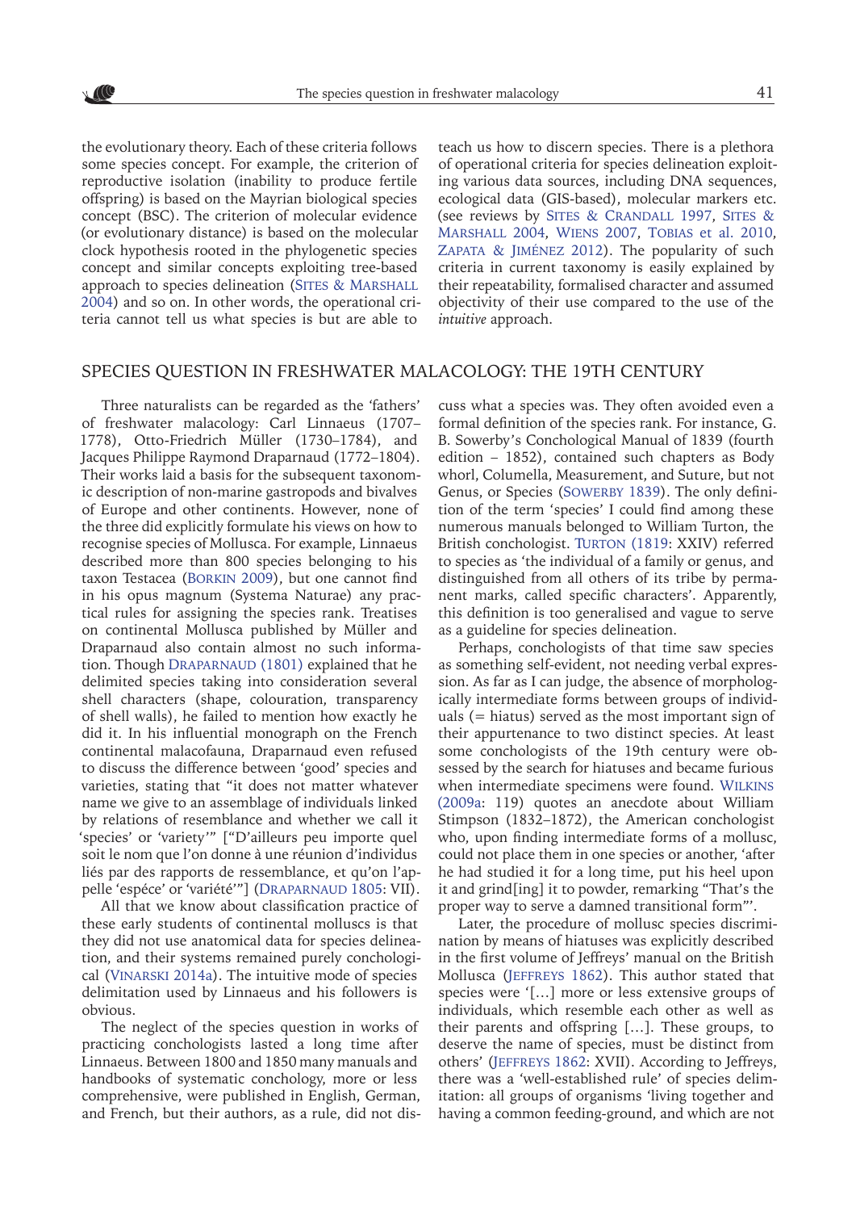the evolutionary theory. Each of these criteria follows some species concept. For example, the criterion of reproductive isolation (inability to produce fertile offspring) is based on the Mayrian biological species concept (BSC). The criterion of molecular evidence (or evolutionary distance) is based on the molecular clock hypothesis rooted in the phylogenetic species concept and similar concepts exploiting tree-based approach to species delineation (Sites & Marshall 2004) and so on. In other words, the operational criteria cannot tell us what species is but are able to teach us how to discern species. There is a plethora of operational criteria for species delineation exploiting various data sources, including DNA sequences, ecological data (GIS-based), molecular markers etc. (see reviews by Sites & Crandall 1997, Sites & Marshall 2004, Wiens 2007, Tobias et al. 2010, Zapata & Jiménez 2012). The popularity of such criteria in current taxonomy is easily explained by their repeatability, formalised character and assumed objectivity of their use compared to the use of the *intuitive* approach.

## SPECIES QUESTION IN FRESHWATER MALACOLOGY: THE 19TH CENTURY

Three naturalists can be regarded as the 'fathers' of freshwater malacology: Carl Linnaeus (1707–1778), Otto-Friedrich Müller (1730–1784), and Jacques Philippe Raymond Draparnaud (1772–1804). Their works laid a basis for the subsequent taxonomic description of non-marine gastropods and bivalves of Europe and other continents. However, none of the three did explicitly formulate his views on how to recognise species of Mollusca. For example, Linnaeus described more than 800 species belonging to his taxon Testacea (Borkin 2009), but one cannot find in his opus magnum (Systema Naturae) any practical rules for assigning the species rank. Treatises on continental Mollusca published by Müller and Draparnaud also contain almost no such information. Though Draparnaud (1801) explained that he delimited species taking into consideration several shell characters (shape, colouration, transparency of shell walls), he failed to mention how exactly he did it. In his influential monograph on the French continental malacofauna, Draparnaud even refused to discuss the difference between 'good' species and varieties, stating that "it does not matter whatever name we give to an assemblage of individuals linked by relations of resemblance and whether we call it 'species' or 'variety'" ["D'ailleurs peu importe quel soit le nom que l'on donne à une réunion d'individus liés par des rapports de ressemblance, et qu'on l'appelle 'espéce' or 'variété'"] (Draparnaud 1805: VII).

All that we know about classification practice of these early students of continental molluscs is that they did not use anatomical data for species delineation, and their systems remained purely conchological (Vinarski 2014a). The intuitive mode of species delimitation used by Linnaeus and his followers is obvious.

The neglect of the species question in works of practicing conchologists lasted a long time after Linnaeus. Between 1800 and 1850 many manuals and handbooks of systematic conchology, more or less comprehensive, were published in English, German, and French, but their authors, as a rule, did not discuss what a species was. They often avoided even a formal definition of the species rank. For instance, G. B. Sowerby's Conchological Manual of 1839 (fourth edition – 1852), contained such chapters as Body whorl, Columella, Measurement, and Suture, but not Genus, or Species (Sowerby 1839). The only definition of the term 'species' I could find among these numerous manuals belonged to William Turton, the British conchologist. Turton (1819: XXIV) referred to species as 'the individual of a family or genus, and distinguished from all others of its tribe by permanent marks, called specific characters'. Apparently, this definition is too generalised and vague to serve as a guideline for species delineation.

Perhaps, conchologists of that time saw species as something self-evident, not needing verbal expression. As far as I can judge, the absence of morphologically intermediate forms between groups of individuals (= hiatus) served as the most important sign of their appurtenance to two distinct species. At least some conchologists of the 19th century were obsessed by the search for hiatuses and became furious when intermediate specimens were found. Wilkins (2009a: 119) quotes an anecdote about William Stimpson (1832–1872), the American conchologist who, upon finding intermediate forms of a mollusc, could not place them in one species or another, 'after he had studied it for a long time, put his heel upon it and grind[ing] it to powder, remarking "That's the proper way to serve a damned transitional form"'.

Later, the procedure of mollusc species discrimination by means of hiatuses was explicitly described in the first volume of Jeffreys' manual on the British Mollusca (Jeffreys 1862). This author stated that species were '[…] more or less extensive groups of individuals, which resemble each other as well as their parents and offspring […]. These groups, to deserve the name of species, must be distinct from others' (Jeffreys 1862: XVII). According to Jeffreys, there was a 'well-established rule' of species delimitation: all groups of organisms 'living together and having a common feeding-ground, and which are not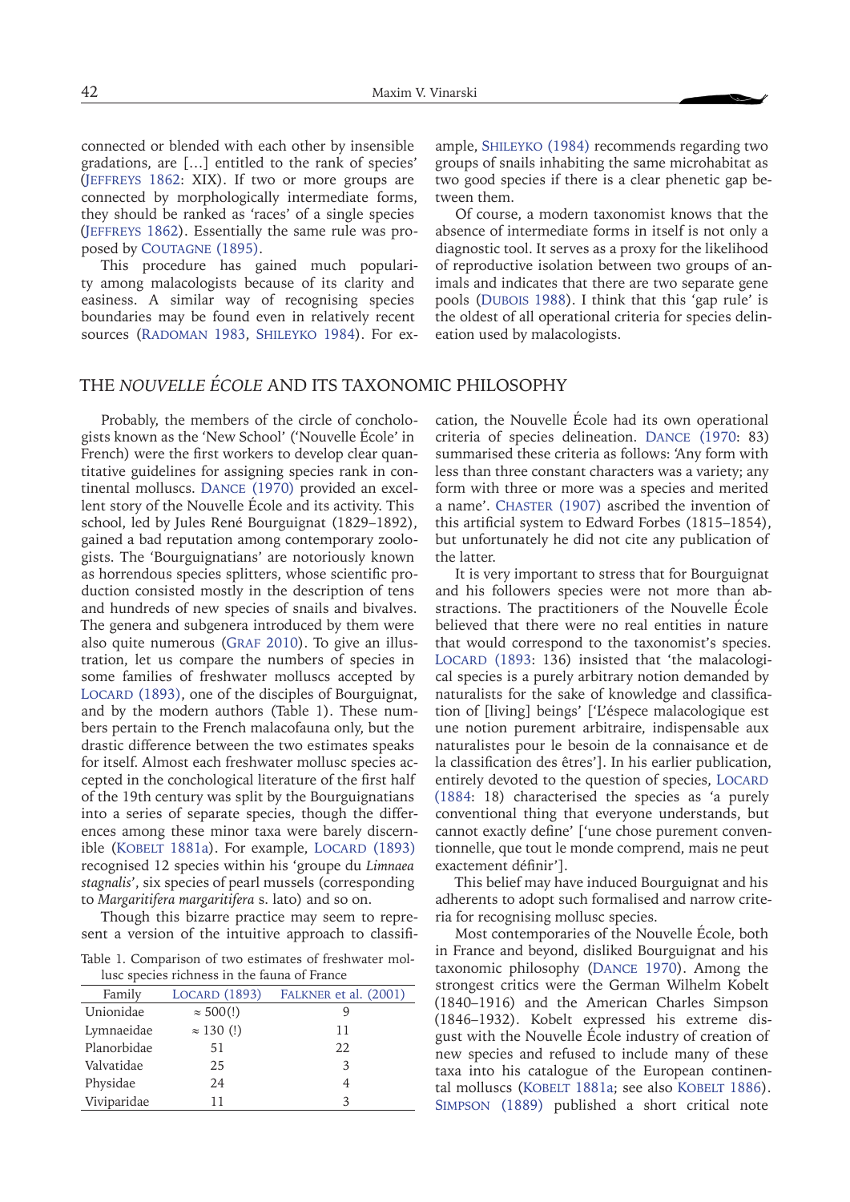connected or blended with each other by insensible gradations, are […] entitled to the rank of species' (JEFFREYS 1862: XIX). If two or more groups are connected by morphologically intermediate forms, they should be ranked as 'races' of a single species (JEFFREYS 1862). Essentially the same rule was proposed by COUTAGNE (1895).

This procedure has gained much popularity among malacologists because of its clarity and easiness. A similar way of recognising species boundaries may be found even in relatively recent sources (RADOMAN 1983, SHILEYKO 1984). For example, SHILEYKO (1984) recommends regarding two groups of snails inhabiting the same microhabitat as two good species if there is a clear phenetic gap between them.

Of course, a modern taxonomist knows that the absence of intermediate forms in itself is not only a diagnostic tool. It serves as a proxy for the likelihood of reproductive isolation between two groups of animals and indicates that there are two separate gene pools (DUBOIS 1988). I think that this 'gap rule' is the oldest of all operational criteria for species delineation used by malacologists.

## THE *NOUVELLE ÉCOLE* AND ITS TAXONOMIC PHILOSOPHY

Probably, the members of the circle of conchologists known as the 'New School' ('Nouvelle École' in French) were the first workers to develop clear quantitative guidelines for assigning species rank in continental molluscs. DANCE (1970) provided an excellent story of the Nouvelle École and its activity. This school, led by Jules René Bourguignat (1829–1892), gained a bad reputation among contemporary zoologists. The 'Bourguignatians' are notoriously known as horrendous species splitters, whose scientific production consisted mostly in the description of tens and hundreds of new species of snails and bivalves. The genera and subgenera introduced by them were also quite numerous (GRAF 2010). To give an illustration, let us compare the numbers of species in some families of freshwater molluscs accepted by LOCARD (1893), one of the disciples of Bourguignat, and by the modern authors (Table 1). These numbers pertain to the French malacofauna only, but the drastic difference between the two estimates speaks for itself. Almost each freshwater mollusc species accepted in the conchological literature of the first half of the 19th century was split by the Bourguignatians into a series of separate species, though the differences among these minor taxa were barely discernible (KOBELT 1881a). For example, LOCARD (1893) recognised 12 species within his 'groupe du *Limnaea stagnalis*', six species of pearl mussels (corresponding to *Margaritifera margaritifera* s. lato) and so on.

Though this bizarre practice may seem to represent a version of the intuitive approach to classification, the Nouvelle École had its own operational criteria of species delineation. DANCE (1970: 83) summarised these criteria as follows: 'Any form with less than three constant characters was a variety; any form with three or more was a species and merited a name'. CHASTER (1907) ascribed the invention of this artificial system to Edward Forbes (1815–1854), but unfortunately he did not cite any publication of the latter.

Table 1. Comparison of two estimates of freshwater mollusc species richness in the fauna of France

| Family | LOCARD (1893) | FALKNER et al. (2001) |
|---|---|---|
| Unionidae | ≈ 500(!) | 9 |
| Lymnaeidae | ≈ 130 (!) | 11 |
| Planorbidae | 51 | 22 |
| Valvatidae | 25 | 3 |
| Physidae | 24 | 4 |
| Viviparidae | 11 | 3 |

It is very important to stress that for Bourguignat and his followers species were not more than abstractions. The practitioners of the Nouvelle École believed that there were no real entities in nature that would correspond to the taxonomist's species. LOCARD (1893: 136) insisted that 'the malacological species is a purely arbitrary notion demanded by naturalists for the sake of knowledge and classification of [living] beings' ['L'éspece malacologique est une notion purement arbitraire, indispensable aux naturalistes pour le besoin de la connaisance et de la classification des êtres']. In his earlier publication, entirely devoted to the question of species, LOCARD (1884: 18) characterised the species as 'a purely conventional thing that everyone understands, but cannot exactly define' ['une chose purement conventionnelle, que tout le monde comprend, mais ne peut exactement définir'].

This belief may have induced Bourguignat and his adherents to adopt such formalised and narrow criteria for recognising mollusc species.

Most contemporaries of the Nouvelle École, both in France and beyond, disliked Bourguignat and his taxonomic philosophy (DANCE 1970). Among the strongest critics were the German Wilhelm Kobelt (1840–1916) and the American Charles Simpson (1846–1932). Kobelt expressed his extreme disgust with the Nouvelle École industry of creation of new species and refused to include many of these taxa into his catalogue of the European continental molluscs (KOBELT 1881a; see also KOBELT 1886). SIMPSON (1889) published a short critical note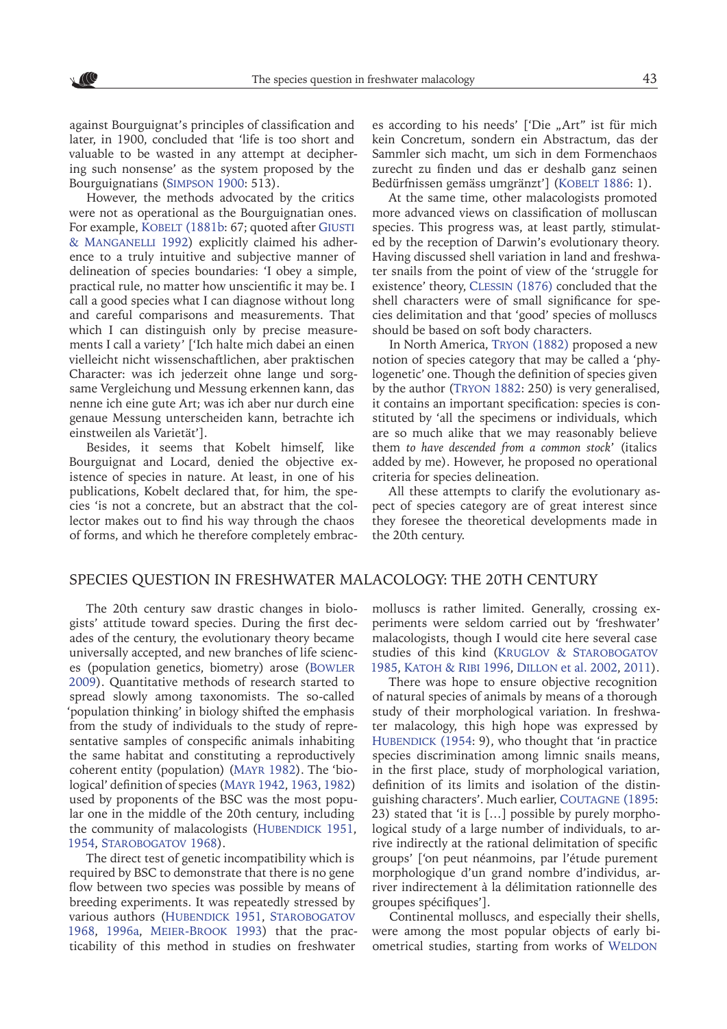against Bourguignat's principles of classification and later, in 1900, concluded that 'life is too short and valuable to be wasted in any attempt at deciphering such nonsense' as the system proposed by the Bourguignatians (SIMPSON 1900: 513).

However, the methods advocated by the critics were not as operational as the Bourguignatian ones. For example, KOBELT (1881b: 67; quoted after GIUSTI & MANGANELLI 1992) explicitly claimed his adherence to a truly intuitive and subjective manner of delineation of species boundaries: 'I obey a simple, practical rule, no matter how unscientific it may be. I call a good species what I can diagnose without long and careful comparisons and measurements. That which I can distinguish only by precise measurements I call a variety' ['Ich halte mich dabei an einen vielleicht nicht wissenschaftlichen, aber praktischen Character: was ich jederzeit ohne lange und sorgsame Vergleichung und Messung erkennen kann, das nenne ich eine gute Art; was ich aber nur durch eine genaue Messung unterscheiden kann, betrachte ich einstweilen als Varietät'].

Besides, it seems that Kobelt himself, like Bourguignat and Locard, denied the objective existence of species in nature. At least, in one of his publications, Kobelt declared that, for him, the species 'is not a concrete, but an abstract that the collector makes out to find his way through the chaos of forms, and which he therefore completely embraces according to his needs' ['Die „Art" ist für mich kein Concretum, sondern ein Abstractum, das der Sammler sich macht, um sich in dem Formenchaos zurecht zu finden und das er deshalb ganz seinen Bedürfnissen gemäss umgränzt'] (KOBELT 1886: 1).

At the same time, other malacologists promoted more advanced views on classification of molluscan species. This progress was, at least partly, stimulated by the reception of Darwin's evolutionary theory. Having discussed shell variation in land and freshwater snails from the point of view of the 'struggle for existence' theory, CLESSIN (1876) concluded that the shell characters were of small significance for species delimitation and that 'good' species of molluscs should be based on soft body characters.

In North America, TRYON (1882) proposed a new notion of species category that may be called a 'phylogenetic' one. Though the definition of species given by the author (TRYON 1882: 250) is very generalised, it contains an important specification: species is constituted by 'all the specimens or individuals, which are so much alike that we may reasonably believe them *to have descended from a common stock*' (italics added by me). However, he proposed no operational criteria for species delineation.

All these attempts to clarify the evolutionary aspect of species category are of great interest since they foresee the theoretical developments made in the 20th century.

## SPECIES QUESTION IN FRESHWATER MALACOLOGY: THE 20TH CENTURY

The 20th century saw drastic changes in biologists' attitude toward species. During the first decades of the century, the evolutionary theory became universally accepted, and new branches of life sciences (population genetics, biometry) arose (BOWLER 2009). Quantitative methods of research started to spread slowly among taxonomists. The so-called 'population thinking' in biology shifted the emphasis from the study of individuals to the study of representative samples of conspecific animals inhabiting the same habitat and constituting a reproductively coherent entity (population) (MAYR 1982). The 'biological' definition of species (MAYR 1942, 1963, 1982) used by proponents of the BSC was the most popular one in the middle of the 20th century, including the community of malacologists (HUBENDICK 1951, 1954, STAROBOGATOV 1968).

The direct test of genetic incompatibility which is required by BSC to demonstrate that there is no gene flow between two species was possible by means of breeding experiments. It was repeatedly stressed by various authors (HUBENDICK 1951, STAROBOGATOV 1968, 1996a, MEIER-BROOK 1993) that the practicability of this method in studies on freshwater molluscs is rather limited. Generally, crossing experiments were seldom carried out by 'freshwater' malacologists, though I would cite here several case studies of this kind (KRUGLOV & STAROBOGATOV 1985, KATOH & RIBI 1996, DILLON et al. 2002, 2011).

There was hope to ensure objective recognition of natural species of animals by means of a thorough study of their morphological variation. In freshwater malacology, this high hope was expressed by HUBENDICK (1954: 9), who thought that 'in practice species discrimination among limnic snails means, in the first place, study of morphological variation, definition of its limits and isolation of the distinguishing characters'. Much earlier, COUTAGNE (1895: 23) stated that 'it is [...] possible by purely morphological study of a large number of individuals, to arrive indirectly at the rational delimitation of specific groups' ['on peut néanmoins, par l'étude purement morphologique d'un grand nombre d'individus, arriver indirectement à la délimitation rationnelle des groupes spécifiques'].

Continental molluscs, and especially their shells, were among the most popular objects of early biometrical studies, starting from works of WELDON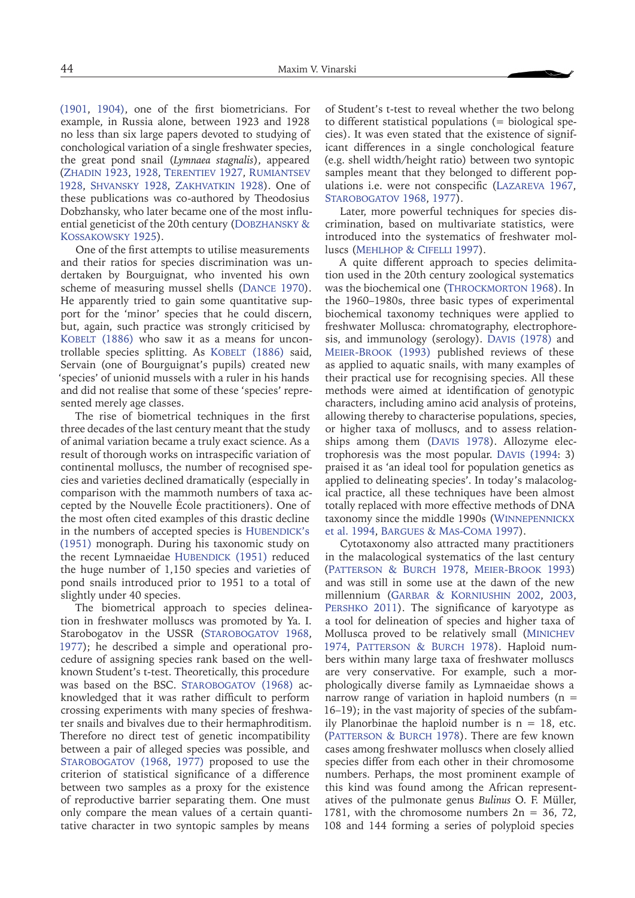(1901, 1904), one of the first biometricians. For example, in Russia alone, between 1923 and 1928 no less than six large papers devoted to studying of conchological variation of a single freshwater species, the great pond snail (*Lymnaea stagnalis*), appeared (Zhadin 1923, 1928, Terentiev 1927, Rumiantsev 1928, Shvansky 1928, Zakhvatkin 1928). One of these publications was co-authored by Theodosius Dobzhansky, who later became one of the most influential geneticist of the 20th century (Dobzhansky & Kossakowsky 1925).

One of the first attempts to utilise measurements and their ratios for species discrimination was undertaken by Bourguignat, who invented his own scheme of measuring mussel shells (Dance 1970). He apparently tried to gain some quantitative support for the 'minor' species that he could discern, but, again, such practice was strongly criticised by Kobelt (1886) who saw it as a means for uncontrollable species splitting. As Kobelt (1886) said, Servain (one of Bourguignat's pupils) created new 'species' of unionid mussels with a ruler in his hands and did not realise that some of these 'species' represented merely age classes.

The rise of biometrical techniques in the first three decades of the last century meant that the study of animal variation became a truly exact science. As a result of thorough works on intraspecific variation of continental molluscs, the number of recognised species and varieties declined dramatically (especially in comparison with the mammoth numbers of taxa accepted by the Nouvelle École practitioners). One of the most often cited examples of this drastic decline in the numbers of accepted species is Hubendick's (1951) monograph. During his taxonomic study on the recent Lymnaeidae Hubendick (1951) reduced the huge number of 1,150 species and varieties of pond snails introduced prior to 1951 to a total of slightly under 40 species.

The biometrical approach to species delineation in freshwater molluscs was promoted by Ya. I. Starobogatov in the USSR (Starobogatov 1968, 1977); he described a simple and operational procedure of assigning species rank based on the well-known Student's t-test. Theoretically, this procedure was based on the BSC. Starobogatov (1968) acknowledged that it was rather difficult to perform crossing experiments with many species of freshwater snails and bivalves due to their hermaphroditism. Therefore no direct test of genetic incompatibility between a pair of alleged species was possible, and Starobogatov (1968, 1977) proposed to use the criterion of statistical significance of a difference between two samples as a proxy for the existence of reproductive barrier separating them. One must only compare the mean values of a certain quantitative character in two syntopic samples by means of Student's t-test to reveal whether the two belong to different statistical populations (= biological species). It was even stated that the existence of significant differences in a single conchological feature (e.g. shell width/height ratio) between two syntopic samples meant that they belonged to different populations i.e. were not conspecific (Lazareva 1967, Starobogatov 1968, 1977).

Later, more powerful techniques for species discrimination, based on multivariate statistics, were introduced into the systematics of freshwater molluscs (Mehlhop & Cifelli 1997).

A quite different approach to species delimitation used in the 20th century zoological systematics was the biochemical one (Throckmorton 1968). In the 1960–1980s, three basic types of experimental biochemical taxonomy techniques were applied to freshwater Mollusca: chromatography, electrophoresis, and immunology (serology). Davis (1978) and Meier-Brook (1993) published reviews of these as applied to aquatic snails, with many examples of their practical use for recognising species. All these methods were aimed at identification of genotypic characters, including amino acid analysis of proteins, allowing thereby to characterise populations, species, or higher taxa of molluscs, and to assess relationships among them (Davis 1978). Allozyme electrophoresis was the most popular. Davis (1994: 3) praised it as 'an ideal tool for population genetics as applied to delineating species'. In today's malacological practice, all these techniques have been almost totally replaced with more effective methods of DNA taxonomy since the middle 1990s (Winnepennickx et al. 1994, Bargues & Mas-Coma 1997).

Cytotaxonomy also attracted many practitioners in the malacological systematics of the last century (Patterson & Burch 1978, Meier-Brook 1993) and was still in some use at the dawn of the new millennium (Garbar & Korniushin 2002, 2003, Pershko 2011). The significance of karyotype as a tool for delineation of species and higher taxa of Mollusca proved to be relatively small (Minichev 1974, Patterson & Burch 1978). Haploid numbers within many large taxa of freshwater molluscs are very conservative. For example, such a morphologically diverse family as Lymnaeidae shows a narrow range of variation in haploid numbers ($n$ = 16–19); in the vast majority of species of the subfamily Planorbinae the haploid number is $n = 18$, etc. (Patterson & Burch 1978). There are few known cases among freshwater molluscs when closely allied species differ from each other in their chromosome numbers. Perhaps, the most prominent example of this kind was found among the African representatives of the pulmonate genus *Bulinus* O. F. Müller, 1781, with the chromosome numbers $2n$ = 36, 72, 108 and 144 forming a series of polyploid species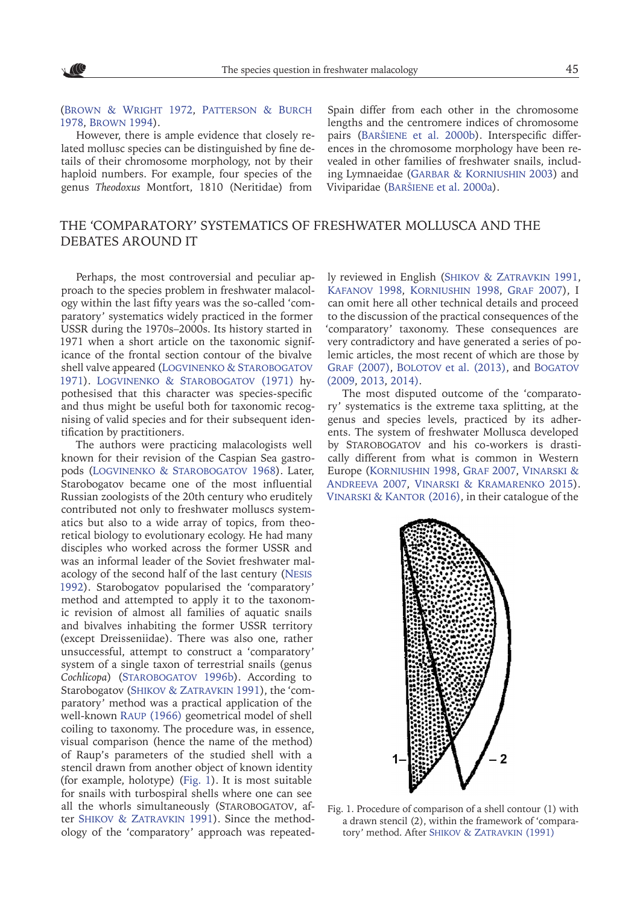(Brown & Wright 1972, Patterson & Burch 1978, Brown 1994).

However, there is ample evidence that closely related mollusc species can be distinguished by fine details of their chromosome morphology, not by their haploid numbers. For example, four species of the genus *Theodoxus* Montfort, 1810 (Neritidae) from Spain differ from each other in the chromosome lengths and the centromere indices of chromosome pairs (Baršiene et al. 2000b). Interspecific differences in the chromosome morphology have been revealed in other families of freshwater snails, including Lymnaeidae (Garbar & Korniushin 2003) and Viviparidae (Baršiene et al. 2000a).

## THE 'COMPARATORY' SYSTEMATICS OF FRESHWATER MOLLUSCA AND THE DEBATES AROUND IT

Perhaps, the most controversial and peculiar approach to the species problem in freshwater malacology within the last fifty years was the so-called 'comparatory' systematics widely practiced in the former USSR during the 1970s–2000s. Its history started in 1971 when a short article on the taxonomic significance of the frontal section contour of the bivalve shell valve appeared (Logvinenko & Starobogatov 1971). Logvinenko & Starobogatov (1971) hypothesised that this character was species-specific and thus might be useful both for taxonomic recognising of valid species and for their subsequent identification by practitioners.

The authors were practicing malacologists well known for their revision of the Caspian Sea gastropods (Logvinenko & Starobogatov 1968). Later, Starobogatov became one of the most influential Russian zoologists of the 20th century who eruditely contributed not only to freshwater molluscs systematics but also to a wide array of topics, from theoretical biology to evolutionary ecology. He had many disciples who worked across the former USSR and was an informal leader of the Soviet freshwater malacology of the second half of the last century (Nesis 1992). Starobogatov popularised the 'comparatory' method and attempted to apply it to the taxonomic revision of almost all families of aquatic snails and bivalves inhabiting the former USSR territory (except Dreisseniidae). There was also one, rather unsuccessful, attempt to construct a 'comparatory' system of a single taxon of terrestrial snails (genus *Cochlicopa*) (Starobogatov 1996b). According to Starobogatov (Shikov & Zatravkin 1991), the 'comparatory' method was a practical application of the well-known Raup (1966) geometrical model of shell coiling to taxonomy. The procedure was, in essence, visual comparison (hence the name of the method) of Raup's parameters of the studied shell with a stencil drawn from another object of known identity (for example, holotype) (Fig. 1). It is most suitable for snails with turbospiral shells where one can see all the whorls simultaneously (Starobogatov, after Shikov & Zatravkin 1991). Since the methodology of the 'comparatory' approach was repeatedly reviewed in English (Shikov & Zatravkin 1991, Kafanov 1998, Korniushin 1998, Graf 2007), I can omit here all other technical details and proceed to the discussion of the practical consequences of the 'comparatory' taxonomy. These consequences are very contradictory and have generated a series of polemic articles, the most recent of which are those by Graf (2007), Bolotov et al. (2013), and Bogatov (2009, 2013, 2014).

The most disputed outcome of the 'comparatory' systematics is the extreme taxa splitting, at the genus and species levels, practiced by its adherents. The system of freshwater Mollusca developed by Starobogatov and his co-workers is drastically different from what is common in Western Europe (Korniushin 1998, Graf 2007, Vinarski & Andreeva 2007, Vinarski & Kramarenko 2015). Vinarski & Kantor (2016), in their catalogue of the

Fig. 1. Procedure of comparison of a shell contour (1) with a drawn stencil (2), within the framework of 'comparatory' method. After Shikov & Zatravkin (1991)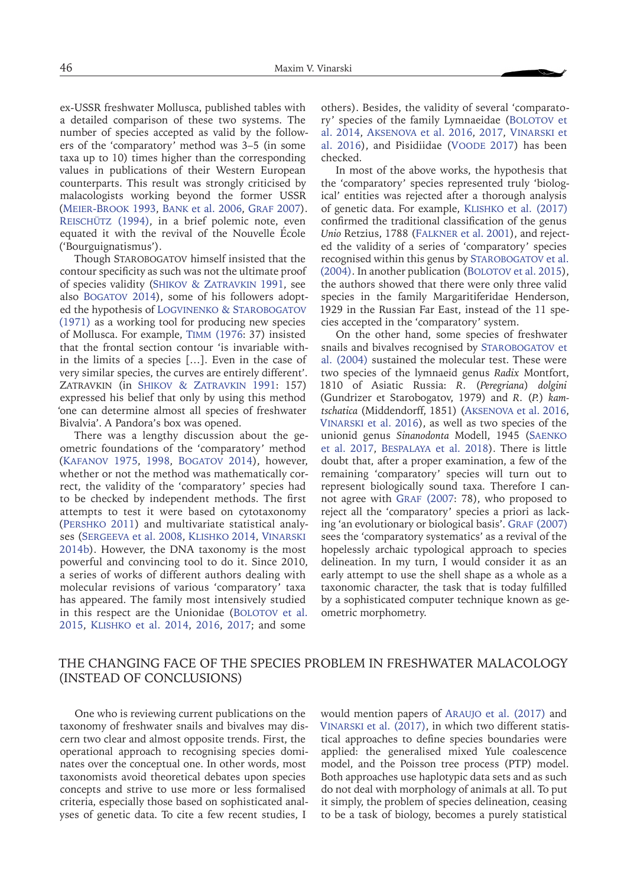ex-USSR freshwater Mollusca, published tables with a detailed comparison of these two systems. The number of species accepted as valid by the followers of the 'comparatory' method was 3–5 (in some taxa up to 10) times higher than the corresponding values in publications of their Western European counterparts. This result was strongly criticised by malacologists working beyond the former USSR (Meier-Brook 1993, Bank et al. 2006, Graf 2007). Reischütz (1994), in a brief polemic note, even equated it with the revival of the Nouvelle École ('Bourguignatismus').

Though Starobogatov himself insisted that the contour specificity as such was not the ultimate proof of species validity (Shikov & Zatravkin 1991, see also Bogatov 2014), some of his followers adopted the hypothesis of Logvinenko & Starobogatov (1971) as a working tool for producing new species of Mollusca. For example, Timm (1976: 37) insisted that the frontal section contour 'is invariable within the limits of a species [...]. Even in the case of very similar species, the curves are entirely different'. Zatravkin (in Shikov & Zatravkin 1991: 157) expressed his belief that only by using this method 'one can determine almost all species of freshwater Bivalvia'. A Pandora's box was opened.

There was a lengthy discussion about the geometric foundations of the 'comparatory' method (Kafanov 1975, 1998, Bogatov 2014), however, whether or not the method was mathematically correct, the validity of the 'comparatory' species had to be checked by independent methods. The first attempts to test it were based on cytotaxonomy (Pershko 2011) and multivariate statistical analyses (Sergeeva et al. 2008, Klishko 2014, Vinarski 2014b). However, the DNA taxonomy is the most powerful and convincing tool to do it. Since 2010, a series of works of different authors dealing with molecular revisions of various 'comparatory' taxa has appeared. The family most intensively studied in this respect are the Unionidae (Bolotov et al. 2015, Klishko et al. 2014, 2016, 2017; and some others). Besides, the validity of several 'comparatory' species of the family Lymnaeidae (Bolotov et al. 2014, Aksenova et al. 2016, 2017, Vinarski et al. 2016), and Pisidiidae (Voode 2017) has been checked.

In most of the above works, the hypothesis that the 'comparatory' species represented truly 'biological' entities was rejected after a thorough analysis of genetic data. For example, Klishko et al. (2017) confirmed the traditional classification of the genus *Unio* Retzius, 1788 (Falkner et al. 2001), and rejected the validity of a series of 'comparatory' species recognised within this genus by Starobogatov et al. (2004). In another publication (Bolotov et al. 2015), the authors showed that there were only three valid species in the family Margaritiferidae Henderson, 1929 in the Russian Far East, instead of the 11 species accepted in the 'comparatory' system.

On the other hand, some species of freshwater snails and bivalves recognised by Starobogatov et al. (2004) sustained the molecular test. These were two species of the lymnaeid genus *Radix* Montfort, 1810 of Asiatic Russia: *R.* (*Peregriana*) *dolgini* (Gundrizer et Starobogatov, 1979) and *R.* (*P.*) *kamtschatica* (Middendorff, 1851) (Aksenova et al. 2016, Vinarski et al. 2016), as well as two species of the unionid genus *Sinanodonta* Modell, 1945 (Saenko et al. 2017, Bespalaya et al. 2018). There is little doubt that, after a proper examination, a few of the remaining 'comparatory' species will turn out to represent biologically sound taxa. Therefore I cannot agree with Graf (2007: 78), who proposed to reject all the 'comparatory' species a priori as lacking 'an evolutionary or biological basis'. Graf (2007) sees the 'comparatory systematics' as a revival of the hopelessly archaic typological approach to species delineation. In my turn, I would consider it as an early attempt to use the shell shape as a whole as a taxonomic character, the task that is today fulfilled by a sophisticated computer technique known as geometric morphometry.

## THE CHANGING FACE OF THE SPECIES PROBLEM IN FRESHWATER MALACOLOGY (INSTEAD OF CONCLUSIONS)

One who is reviewing current publications on the taxonomy of freshwater snails and bivalves may discern two clear and almost opposite trends. First, the operational approach to recognising species dominates over the conceptual one. In other words, most taxonomists avoid theoretical debates upon species concepts and strive to use more or less formalised criteria, especially those based on sophisticated analyses of genetic data. To cite a few recent studies, I would mention papers of Araujo et al. (2017) and Vinarski et al. (2017), in which two different statistical approaches to define species boundaries were applied: the generalised mixed Yule coalescence model, and the Poisson tree process (PTP) model. Both approaches use haplotypic data sets and as such do not deal with morphology of animals at all. To put it simply, the problem of species delineation, ceasing to be a task of biology, becomes a purely statistical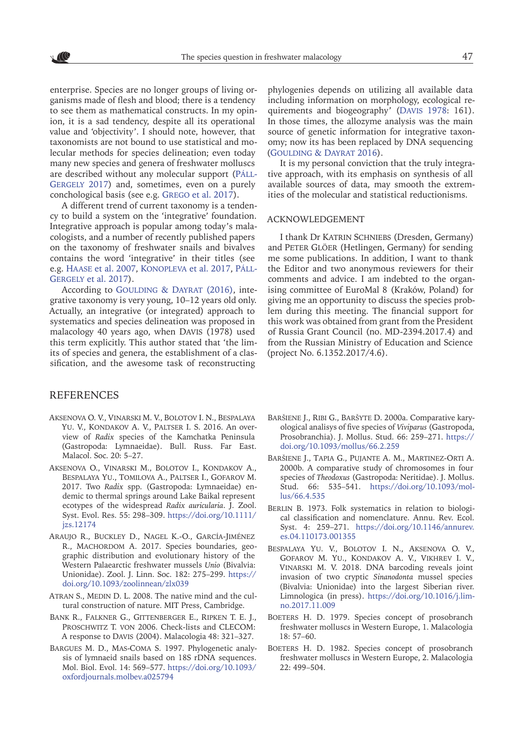enterprise. Species are no longer groups of living organisms made of flesh and blood; there is a tendency to see them as mathematical constructs. In my opinion, it is a sad tendency, despite all its operational value and 'objectivity'. I should note, however, that taxonomists are not bound to use statistical and molecular methods for species delineation; even today many new species and genera of freshwater molluscs are described without any molecular support (Páll-Gergely 2017) and, sometimes, even on a purely conchological basis (see e.g. Grego et al. 2017).

A different trend of current taxonomy is a tendency to build a system on the 'integrative' foundation. Integrative approach is popular among today's malacologists, and a number of recently published papers on the taxonomy of freshwater snails and bivalves contains the word 'integrative' in their titles (see e.g. Haase et al. 2007, Konopleva et al. 2017, Páll-Gergely et al. 2017).

According to Goulding & Dayrat (2016), integrative taxonomy is very young, 10–12 years old only. Actually, an integrative (or integrated) approach to systematics and species delineation was proposed in malacology 40 years ago, when Davis (1978) used this term explicitly. This author stated that 'the limits of species and genera, the establishment of a classification, and the awesome task of reconstructing phylogenies depends on utilizing all available data including information on morphology, ecological requirements and biogeography' (Davis 1978: 161). In those times, the allozyme analysis was the main source of genetic information for integrative taxonomy; now its has been replaced by DNA sequencing (Goulding & Dayrat 2016).

It is my personal conviction that the truly integrative approach, with its emphasis on synthesis of all available sources of data, may smooth the extremities of the molecular and statistical reductionisms.

## ACKNOWLEDGEMENT

I thank Dr Katrin Schniebs (Dresden, Germany) and Peter Glöer (Hetlingen, Germany) for sending me some publications. In addition, I want to thank the Editor and two anonymous reviewers for their comments and advice. I am indebted to the organising committee of EuroMal 8 (Kraków, Poland) for giving me an opportunity to discuss the species problem during this meeting. The financial support for this work was obtained from grant from the President of Russia Grant Council (no. MD-2394.2017.4) and from the Russian Ministry of Education and Science (project No. 6.1352.2017/4.6).

## REFERENCES

Aksenova O. V., Vinarski M. V., Bolotov I. N., Bespalaya Yu. V., Kondakov A. V., Paltser I. S. 2016. An overview of *Radix* species of the Kamchatka Peninsula (Gastropoda: Lymnaeidae). Bull. Russ. Far East. Malacol. Soc. 20: 5–27.

Aksenova O., Vinarski M., Bolotov I., Kondakov A., Bespalaya Yu., Tomilova A., Paltser I., Gofarov M. 2017. Two *Radix* spp. (Gastropoda: Lymnaeidae) endemic to thermal springs around Lake Baikal represent ecotypes of the widespread *Radix auricularia*. J. Zool. Syst. Evol. Res. 55: 298–309. https://doi.org/10.1111/jzs.12174

Araujo R., Buckley D., Nagel K.-O., García-Jiménez R., Machordom A. 2017. Species boundaries, geographic distribution and evolutionary history of the Western Palaearctic freshwater mussels *Unio* (Bivalvia: Unionidae). Zool. J. Linn. Soc. 182: 275–299. https://doi.org/10.1093/zoolinnean/zlx039

Atran S., Medin D. L. 2008. The native mind and the cultural construction of nature. MIT Press, Cambridge.

Bank R., Falkner G., Gittenberger E., Ripken T. E. J., Proschwitz T. von 2006. Check-lists and CLECOM: A response to Davis (2004). Malacologia 48: 321–327.

Bargues M. D., Mas-Coma S. 1997. Phylogenetic analysis of lymnaeid snails based on 18S rDNA sequences. Mol. Biol. Evol. 14: 569–577. https://doi.org/10.1093/oxfordjournals.molbev.a025794

Baršiene J., Ribi G., Baršyte D. 2000a. Comparative karyological analisys of five species of *Viviparus* (Gastropoda, Prosobranchia). J. Mollus. Stud. 66: 259–271. https://doi.org/10.1093/mollus/66.2.259

Baršiene J., Tapia G., Pujante A. M., Martinez-Orti A. 2000b. A comparative study of chromosomes in four species of *Theodoxus* (Gastropoda: Neritidae). J. Mollus. Stud. 66: 535–541. https://doi.org/10.1093/mollus/66.4.535

Berlin B. 1973. Folk systematics in relation to biological classification and nomenclature. Annu. Rev. Ecol. Syst. 4: 259–271. https://doi.org/10.1146/annurev.es.04.110173.001355

Bespalaya Yu. V., Bolotov I. N., Aksenova O. V., Gofarov M. Yu., Kondakov A. V., Vikhrev I. V., Vinarski M. V. 2018. DNA barcoding reveals joint invasion of two cryptic *Sinanodonta* mussel species (Bivalvia: Unionidae) into the largest Siberian river. Limnologica (in press). https://doi.org/10.1016/j.limno.2017.11.009

Boeters H. D. 1979. Species concept of prosobranch freshwater molluscs in Western Europe, 1. Malacologia 18: 57–60.

Boeters H. D. 1982. Species concept of prosobranch freshwater molluscs in Western Europe, 2. Malacologia 22: 499–504.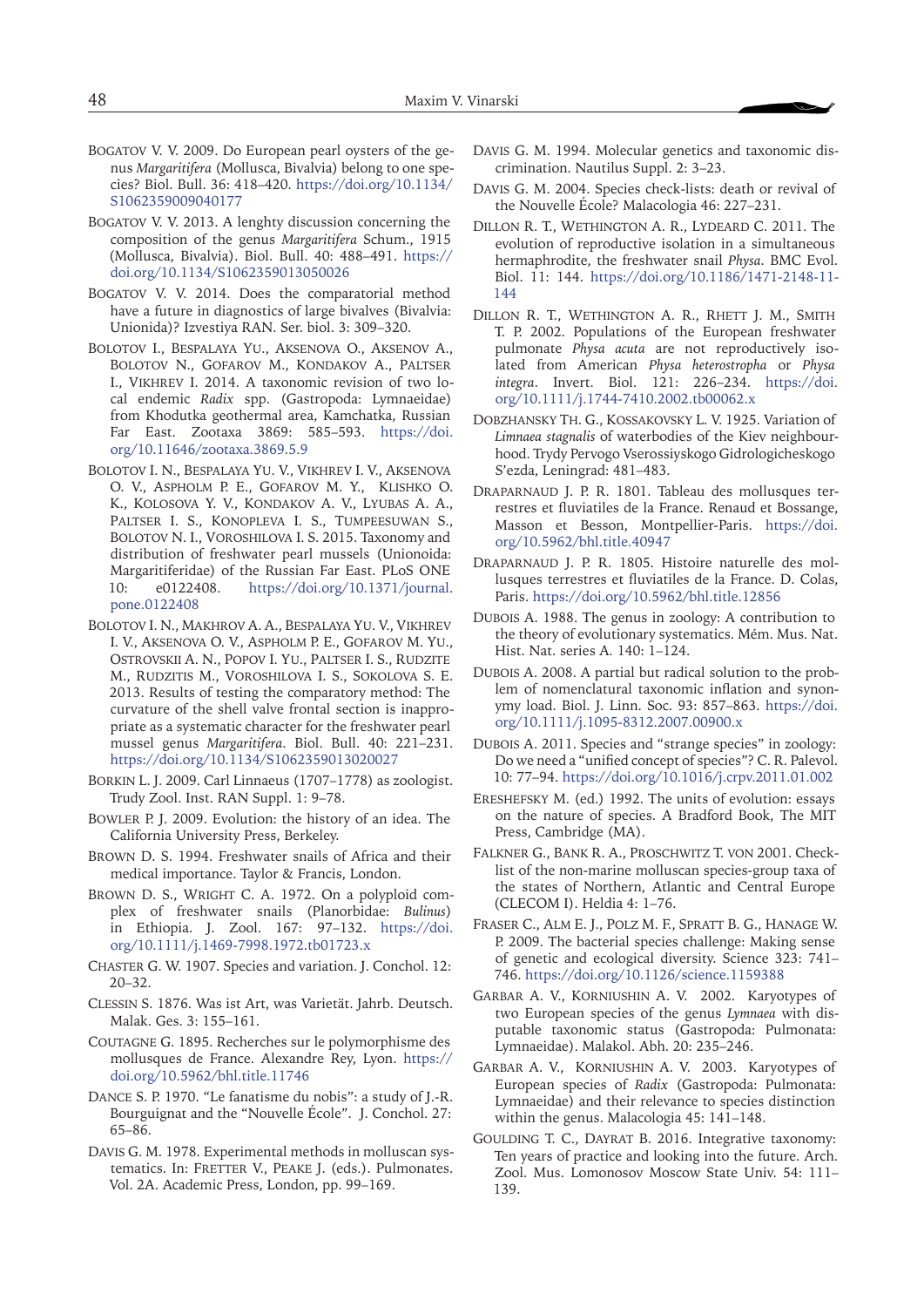Bogatov V. V. 2009. Do European pearl oysters of the genus *Margaritifera* (Mollusca, Bivalvia) belong to one species? Biol. Bull. 36: 418–420. https://doi.org/10.1134/S1062359009040177

Bogatov V. V. 2013. A lenghty discussion concerning the composition of the genus *Margaritifera* Schum., 1915 (Mollusca, Bivalvia). Biol. Bull. 40: 488–491. https://doi.org/10.1134/S1062359013050026

Bogatov V. V. 2014. Does the comparatorial method have a future in diagnostics of large bivalves (Bivalvia: Unionida)? Izvestiya RAN. Ser. biol. 3: 309–320.

Bolotov I., Bespalaya Yu., Aksenova O., Aksenov A., Bolotov N., Gofarov M., Kondakov A., Paltser I., Vikhrev I. 2014. A taxonomic revision of two local endemic *Radix* spp. (Gastropoda: Lymnaeidae) from Khodutka geothermal area, Kamchatka, Russian Far East. Zootaxa 3869: 585–593. https://doi.org/10.11646/zootaxa.3869.5.9

Bolotov I. N., Bespalaya Yu. V., Vikhrev I. V., Aksenova O. V., Aspholm P. E., Gofarov M. Y., Klishko O. K., Kolosova Y. V., Kondakov A. V., Lyubas A. A., Paltser I. S., Konopleva I. S., Tumpeesuwan S., Bolotov N. I., Voroshilova I. S. 2015. Taxonomy and distribution of freshwater pearl mussels (Unionoida: Margaritiferidae) of the Russian Far East. PLoS ONE 10: e0122408. https://doi.org/10.1371/journal.pone.0122408

Bolotov I. N., Makhrov A. A., Bespalaya Yu. V., Vikhrev I. V., Aksenova O. V., Aspholm P. E., Gofarov M. Yu., Ostrovskii A. N., Popov I. Yu., Paltser I. S., Rudzite M., Rudzitis M., Voroshilova I. S., Sokolova S. E. 2013. Results of testing the comparatory method: The curvature of the shell valve frontal section is inappropriate as a systematic character for the freshwater pearl mussel genus *Margaritifera*. Biol. Bull. 40: 221–231. https://doi.org/10.1134/S1062359013020027

Borkin L. J. 2009. Carl Linnaeus (1707–1778) as zoologist. Trudy Zool. Inst. RAN Suppl. 1: 9–78.

Bowler P. J. 2009. Evolution: the history of an idea. The California University Press, Berkeley.

Brown D. S. 1994. Freshwater snails of Africa and their medical importance. Taylor & Francis, London.

Brown D. S., Wright C. A. 1972. On a polyploid complex of freshwater snails (Planorbidae: *Bulinus*) in Ethiopia. J. Zool. 167: 97–132. https://doi.org/10.1111/j.1469-7998.1972.tb01723.x

Chaster G. W. 1907. Species and variation. J. Conchol. 12: 20–32.

Clessin S. 1876. Was ist Art, was Varietät. Jahrb. Deutsch. Malak. Ges. 3: 155–161.

Coutagne G. 1895. Recherches sur le polymorphisme des mollusques de France. Alexandre Rey, Lyon. https://doi.org/10.5962/bhl.title.11746

Dance S. P. 1970. “Le fanatisme du nobis”: a study of J.-R. Bourguignat and the “Nouvelle École”. J. Conchol. 27: 65–86.

Davis G. M. 1978. Experimental methods in molluscan systematics. In: Fretter V., Peake J. (eds.). Pulmonates. Vol. 2A. Academic Press, London, pp. 99–169.

Davis G. M. 1994. Molecular genetics and taxonomic discrimination. Nautilus Suppl. 2: 3–23.

Davis G. M. 2004. Species check-lists: death or revival of the Nouvelle École? Malacologia 46: 227–231.

Dillon R. T., Wethington A. R., Lydeard C. 2011. The evolution of reproductive isolation in a simultaneous hermaphrodite, the freshwater snail *Physa*. BMC Evol. Biol. 11: 144. https://doi.org/10.1186/1471-2148-11-144

Dillon R. T., Wethington A. R., Rhett J. M., Smith T. P. 2002. Populations of the European freshwater pulmonate *Physa acuta* are not reproductively isolated from American *Physa heterostropha* or *Physa integra*. Invert. Biol. 121: 226–234. https://doi.org/10.1111/j.1744-7410.2002.tb00062.x

Dobzhansky Th. G., Kossakovsky L. V. 1925. Variation of *Limnaea stagnalis* of waterbodies of the Kiev neighbourhood. Trydy Pervogo Vserossiyskogo Gidrologicheskogo S’ezda, Leningrad: 481–483.

Draparnaud J. P. R. 1801. Tableau des mollusques terrestres et fluviatiles de la France. Renaud et Bossange, Masson et Besson, Montpellier-Paris. https://doi.org/10.5962/bhl.title.40947

Draparnaud J. P. R. 1805. Histoire naturelle des mollusques terrestres et fluviatiles de la France. D. Colas, Paris. https://doi.org/10.5962/bhl.title.12856

Dubois A. 1988. The genus in zoology: A contribution to the theory of evolutionary systematics. Mém. Mus. Nat. Hist. Nat. series A. 140: 1–124.

Dubois A. 2008. A partial but radical solution to the problem of nomenclatural taxonomic inflation and synonymy load. Biol. J. Linn. Soc. 93: 857–863. https://doi.org/10.1111/j.1095-8312.2007.00900.x

Dubois A. 2011. Species and “strange species” in zoology: Do we need a “unified concept of species”? C. R. Palevol. 10: 77–94. https://doi.org/10.1016/j.crpv.2011.01.002

Ereshefsky M. (ed.) 1992. The units of evolution: essays on the nature of species. A Bradford Book, The MIT Press, Cambridge (MA).

Falkner G., Bank R. A., Proschwitz T. von 2001. Check-list of the non-marine molluscan species-group taxa of the states of Northern, Atlantic and Central Europe (CLECOM I). Heldia 4: 1–76.

Fraser C., Alm E. J., Polz M. F., Spratt B. G., Hanage W. P. 2009. The bacterial species challenge: Making sense of genetic and ecological diversity. Science 323: 741–746. https://doi.org/10.1126/science.1159388

Garbar A. V., Korniushin A. V. 2002. Karyotypes of two European species of the genus *Lymnaea* with disputable taxonomic status (Gastropoda: Pulmonata: Lymnaeidae). Malakol. Abh. 20: 235–246.

Garbar A. V., Korniushin A. V. 2003. Karyotypes of European species of *Radix* (Gastropoda: Pulmonata: Lymnaeidae) and their relevance to species distinction within the genus. Malacologia 45: 141–148.

Goulding T. C., Dayrat B. 2016. Integrative taxonomy: Ten years of practice and looking into the future. Arch. Zool. Mus. Lomonosov Moscow State Univ. 54: 111–139.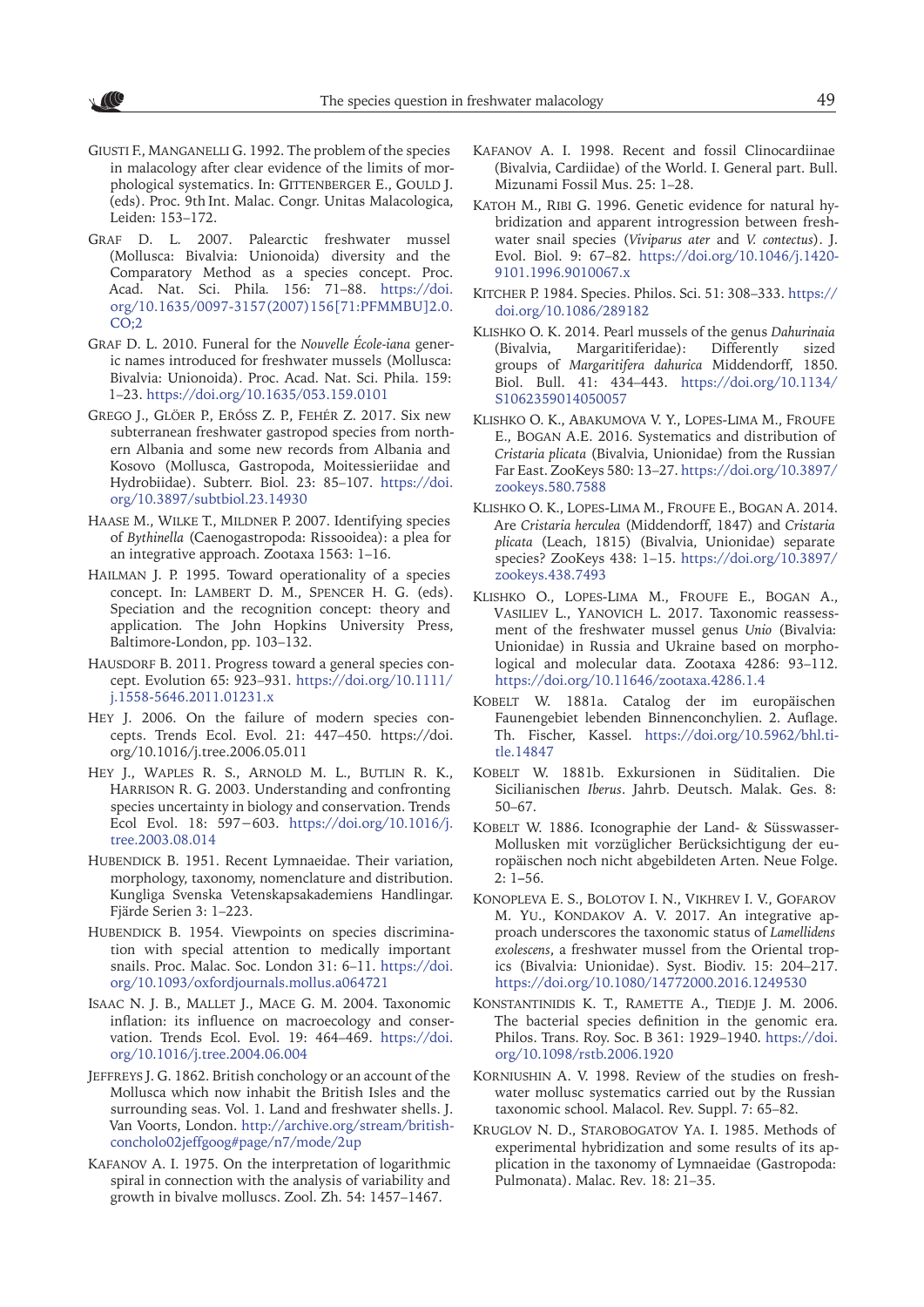Giusti F., Manganelli G. 1992. The problem of the species in malacology after clear evidence of the limits of morphological systematics. In: Gittenberger E., Gould J. (eds). Proc. 9th Int. Malac. Congr. Unitas Malacologica, Leiden: 153–172.

Graf D. L. 2007. Palearctic freshwater mussel (Mollusca: Bivalvia: Unionoida) diversity and the Comparatory Method as a species concept. Proc. Acad. Nat. Sci. Phila. 156: 71–88. https://doi.org/10.1635/0097-3157(2007)156[71:PFMMBU]2.0.CO;2

Graf D. L. 2010. Funeral for the *Nouvelle École-iana* generic names introduced for freshwater mussels (Mollusca: Bivalvia: Unionoida). Proc. Acad. Nat. Sci. Phila. 159: 1–23. https://doi.org/10.1635/053.159.0101

Grego J., Glöer P., Erőss Z. P., Fehér Z. 2017. Six new subterranean freshwater gastropod species from northern Albania and some new records from Albania and Kosovo (Mollusca, Gastropoda, Moitessieriidae and Hydrobiidae). Subterr. Biol. 23: 85–107. https://doi.org/10.3897/subtbiol.23.14930

Haase M., Wilke T., Mildner P. 2007. Identifying species of *Bythinella* (Caenogastropoda: Rissooidea): a plea for an integrative approach. Zootaxa 1563: 1–16.

Hailman J. P. 1995. Toward operationality of a species concept. In: Lambert D. M., Spencer H. G. (eds). Speciation and the recognition concept: theory and application. The John Hopkins University Press, Baltimore-London, pp. 103–132.

Hausdorf B. 2011. Progress toward a general species concept. Evolution 65: 923–931. https://doi.org/10.1111/j.1558-5646.2011.01231.x

Hey J. 2006. On the failure of modern species concepts. Trends Ecol. Evol. 21: 447–450. https://doi.org/10.1016/j.tree.2006.05.011

Hey J., Waples R. S., Arnold M. L., Butlin R. K., Harrison R. G. 2003. Understanding and confronting species uncertainty in biology and conservation. Trends Ecol Evol. 18: 597–603. https://doi.org/10.1016/j.tree.2003.08.014

Hubendick B. 1951. Recent Lymnaeidae. Their variation, morphology, taxonomy, nomenclature and distribution. Kungliga Svenska Vetenskapsakademiens Handlingar. Fjärde Serien 3: 1–223.

Hubendick B. 1954. Viewpoints on species discrimination with special attention to medically important snails. Proc. Malac. Soc. London 31: 6–11. https://doi.org/10.1093/oxfordjournals.mollus.a064721

Isaac N. J. B., Mallet J., Mace G. M. 2004. Taxonomic inflation: its influence on macroecology and conservation. Trends Ecol. Evol. 19: 464–469. https://doi.org/10.1016/j.tree.2004.06.004

Jeffreys J. G. 1862. British conchology or an account of the Mollusca which now inhabit the British Isles and the surrounding seas. Vol. 1. Land and freshwater shells. J. Van Voorts, London. http://archive.org/stream/britishconcholo02jeffgoog#page/n7/mode/2up

Kafanov A. I. 1975. On the interpretation of logarithmic spiral in connection with the analysis of variability and growth in bivalve molluscs. Zool. Zh. 54: 1457–1467.

Kafanov A. I. 1998. Recent and fossil Clinocardiinae (Bivalvia, Cardiidae) of the World. I. General part. Bull. Mizunami Fossil Mus. 25: 1–28.

Katoh M., Ribi G. 1996. Genetic evidence for natural hybridization and apparent introgression between freshwater snail species (*Viviparus ater* and *V. contectus*). J. Evol. Biol. 9: 67–82. https://doi.org/10.1046/j.1420-9101.1996.9010067.x

Kitcher P. 1984. Species. Philos. Sci. 51: 308–333. https://doi.org/10.1086/289182

Klishko O. K. 2014. Pearl mussels of the genus *Dahurinaia* (Bivalvia, Margaritiferidae): Differently sized groups of *Margaritifera dahurica* Middendorff, 1850. Biol. Bull. 41: 434–443. https://doi.org/10.1134/S1062359014050057

Klishko O. K., Abakumova V. Y., Lopes-Lima M., Froufe E., Bogan A.E. 2016. Systematics and distribution of *Cristaria plicata* (Bivalvia, Unionidae) from the Russian Far East. ZooKeys 580: 13–27. https://doi.org/10.3897/zookeys.580.7588

Klishko O. K., Lopes-Lima M., Froufe E., Bogan A. 2014. Are *Cristaria herculea* (Middendorff, 1847) and *Cristaria plicata* (Leach, 1815) (Bivalvia, Unionidae) separate species? ZooKeys 438: 1–15. https://doi.org/10.3897/zookeys.438.7493

Klishko O., Lopes-Lima M., Froufe E., Bogan A., Vasiliev L., Yanovich L. 2017. Taxonomic reassessment of the freshwater mussel genus *Unio* (Bivalvia: Unionidae) in Russia and Ukraine based on morphological and molecular data. Zootaxa 4286: 93–112. https://doi.org/10.11646/zootaxa.4286.1.4

Kobelt W. 1881a. Catalog der im europäischen Faunengebiet lebenden Binnenconchylien. 2. Auflage. Th. Fischer, Kassel. https://doi.org/10.5962/bhl.title.14847

Kobelt W. 1881b. Exkursionen in Süditalien. Die Sicilianischen *Iberus*. Jahrb. Deutsch. Malak. Ges. 8: 50–67.

Kobelt W. 1886. Iconographie der Land- & Süsswasser-Mollusken mit vorzüglicher Berücksichtigung der europäischen noch nicht abgebildeten Arten. Neue Folge. 2: 1–56.

Konopleva E. S., Bolotov I. N., Vikhrev I. V., Gofarov M. Yu., Kondakov A. V. 2017. An integrative approach underscores the taxonomic status of *Lamellidens exolescens*, a freshwater mussel from the Oriental tropics (Bivalvia: Unionidae). Syst. Biodiv. 15: 204–217. https://doi.org/10.1080/14772000.2016.1249530

Konstantinidis K. T., Ramette A., Tiedje J. M. 2006. The bacterial species definition in the genomic era. Philos. Trans. Roy. Soc. B 361: 1929–1940. https://doi.org/10.1098/rstb.2006.1920

Korniushin A. V. 1998. Review of the studies on freshwater mollusc systematics carried out by the Russian taxonomic school. Malacol. Rev. Suppl. 7: 65–82.

Kruglov N. D., Starobogatov Ya. I. 1985. Methods of experimental hybridization and some results of its application in the taxonomy of Lymnaeidae (Gastropoda: Pulmonata). Malac. Rev. 18: 21–35.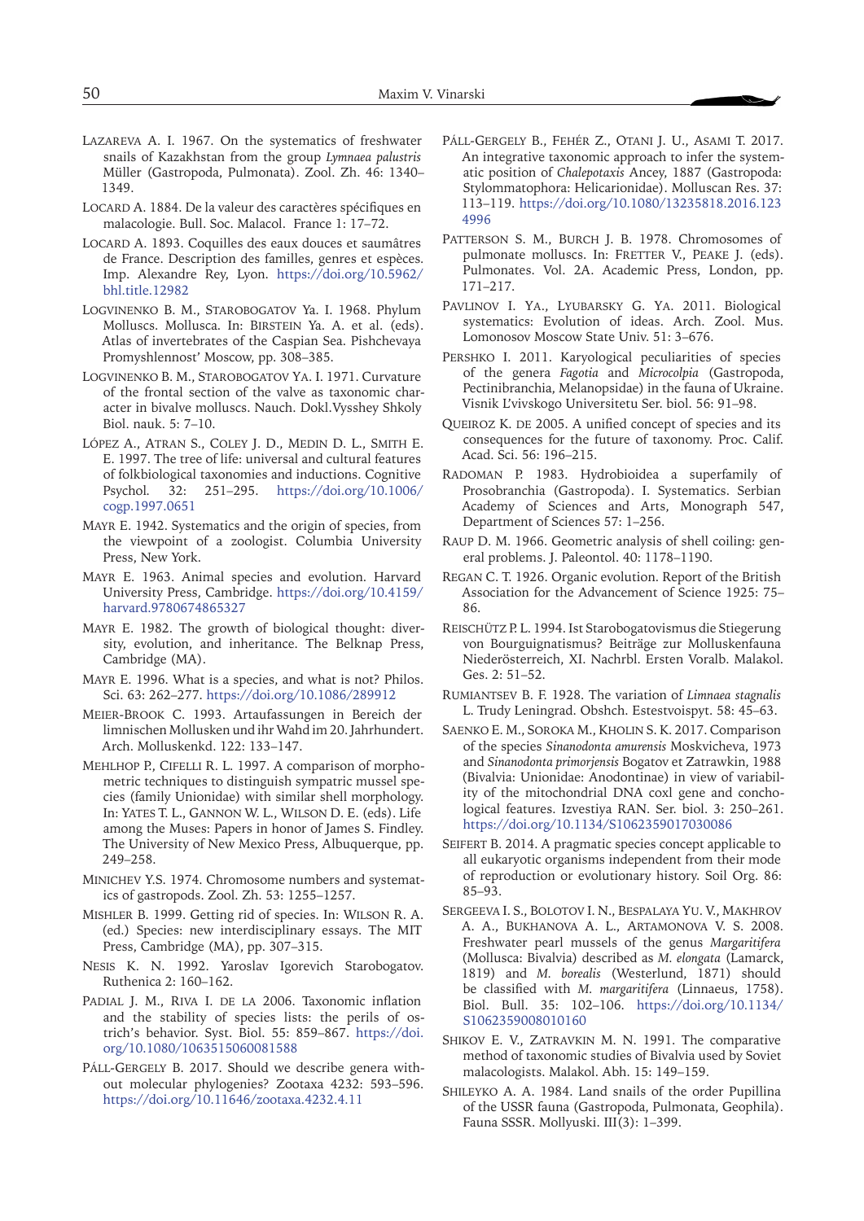Lazareva A. I. 1967. On the systematics of freshwater snails of Kazakhstan from the group *Lymnaea palustris* Müller (Gastropoda, Pulmonata). Zool. Zh. 46: 1340–1349.

Locard A. 1884. De la valeur des caractères spécifiques en malacologie. Bull. Soc. Malacol. France 1: 17–72.

Locard A. 1893. Coquilles des eaux douces et saumâtres de France. Description des familles, genres et espèces. Imp. Alexandre Rey, Lyon. https://doi.org/10.5962/bhl.title.12982

Logvinenko B. M., Starobogatov Ya. I. 1968. Phylum Molluscs. Mollusca. In: Birstein Ya. A. et al. (eds). Atlas of invertebrates of the Caspian Sea. Pishchevaya Promyshlennost' Moscow, pp. 308–385.

Logvinenko B. M., Starobogatov Ya. I. 1971. Curvature of the frontal section of the valve as taxonomic character in bivalve molluscs. Nauch. Dokl.Vysshey Shkoly Biol. nauk. 5: 7–10.

López A., Atran S., Coley J. D., Medin D. L., Smith E. E. 1997. The tree of life: universal and cultural features of folkbiological taxonomies and inductions. Cognitive Psychol. 32: 251–295. https://doi.org/10.1006/cogp.1997.0651

Mayr E. 1942. Systematics and the origin of species, from the viewpoint of a zoologist. Columbia University Press, New York.

Mayr E. 1963. Animal species and evolution. Harvard University Press, Cambridge. https://doi.org/10.4159/harvard.9780674865327

Mayr E. 1982. The growth of biological thought: diversity, evolution, and inheritance. The Belknap Press, Cambridge (MA).

Mayr E. 1996. What is a species, and what is not? Philos. Sci. 63: 262–277. https://doi.org/10.1086/289912

Meier-Brook C. 1993. Artaufassungen in Bereich der limnischen Mollusken und ihr Wahd im 20. Jahrhundert. Arch. Molluskenkd. 122: 133–147.

Mehlhop P., Cifelli R. L. 1997. A comparison of morphometric techniques to distinguish sympatric mussel species (family Unionidae) with similar shell morphology. In: Yates T. L., Gannon W. L., Wilson D. E. (eds). Life among the Muses: Papers in honor of James S. Findley. The University of New Mexico Press, Albuquerque, pp. 249–258.

Minichev Y.S. 1974. Chromosome numbers and systematics of gastropods. Zool. Zh. 53: 1255–1257.

Mishler B. 1999. Getting rid of species. In: Wilson R. A. (ed.) Species: new interdisciplinary essays. The MIT Press, Cambridge (MA), pp. 307–315.

Nesis K. N. 1992. Yaroslav Igorevich Starobogatov. Ruthenica 2: 160–162.

Padial J. M., Riva I. de la 2006. Taxonomic inflation and the stability of species lists: the perils of ostrich's behavior. Syst. Biol. 55: 859–867. https://doi.org/10.1080/1063515060081588

Páll-Gergely B. 2017. Should we describe genera without molecular phylogenies? Zootaxa 4232: 593–596. https://doi.org/10.11646/zootaxa.4232.4.11

Páll-Gergely B., Fehér Z., Otani J. U., Asami T. 2017. An integrative taxonomic approach to infer the systematic position of *Chalepotaxis* Ancey, 1887 (Gastropoda: Stylommatophora: Helicarionidae). Molluscan Res. 37: 113–119. https://doi.org/10.1080/13235818.2016.1234996

Patterson S. M., Burch J. B. 1978. Chromosomes of pulmonate molluscs. In: Fretter V., Peake J. (eds). Pulmonates. Vol. 2A. Academic Press, London, pp. 171–217.

Pavlinov I. Ya., Lyubarsky G. Ya. 2011. Biological systematics: Evolution of ideas. Arch. Zool. Mus. Lomonosov Moscow State Univ. 51: 3–676.

Pershko I. 2011. Karyological peculiarities of species of the genera *Fagotia* and *Microcolpia* (Gastropoda, Pectinibranchia, Melanopsidae) in the fauna of Ukraine. Visnik L'vivskogo Universitetu Ser. biol. 56: 91–98.

Queiroz K. de 2005. A unified concept of species and its consequences for the future of taxonomy. Proc. Calif. Acad. Sci. 56: 196–215.

Radoman P. 1983. Hydrobioidea a superfamily of Prosobranchia (Gastropoda). I. Systematics. Serbian Academy of Sciences and Arts, Monograph 547, Department of Sciences 57: 1–256.

Raup D. M. 1966. Geometric analysis of shell coiling: general problems. J. Paleontol. 40: 1178–1190.

Regan C. T. 1926. Organic evolution. Report of the British Association for the Advancement of Science 1925: 75–86.

Reischütz P. L. 1994. Ist Starobogatovismus die Stiegerung von Bourguignatismus? Beiträge zur Molluskenfauna Niederösterreich, XI. Nachrbl. Ersten Voralb. Malakol. Ges. 2: 51–52.

Rumiantsev B. F. 1928. The variation of *Limnaea stagnalis* L. Trudy Leningrad. Obshch. Estestvoispyt. 58: 45–63.

Saenko E. M., Soroka M., Kholin S. K. 2017. Comparison of the species *Sinanodonta amurensis* Moskvicheva, 1973 and *Sinanodonta primorjensis* Bogatov et Zatrawkin, 1988 (Bivalvia: Unionidae: Anodontinae) in view of variability of the mitochondrial DNA coxI gene and conchological features. Izvestiya RAN. Ser. biol. 3: 250–261. https://doi.org/10.1134/S1062359017030086

Seifert B. 2014. A pragmatic species concept applicable to all eukaryotic organisms independent from their mode of reproduction or evolutionary history. Soil Org. 86: 85–93.

Sergeeva I. S., Bolotov I. N., Bespalaya Yu. V., Makhrov A. A., Bukhanova A. L., Artamonova V. S. 2008. Freshwater pearl mussels of the genus *Margaritifera* (Mollusca: Bivalvia) described as *M. elongata* (Lamarck, 1819) and *M. borealis* (Westerlund, 1871) should be classified with *M. margaritifera* (Linnaeus, 1758). Biol. Bull. 35: 102–106. https://doi.org/10.1134/S1062359008010160

Shikov E. V., Zatravkin M. N. 1991. The comparative method of taxonomic studies of Bivalvia used by Soviet malacologists. Malakol. Abh. 15: 149–159.

Shileyko A. A. 1984. Land snails of the order Pupillina of the USSR fauna (Gastropoda, Pulmonata, Geophila). Fauna SSSR. Mollyuski. III(3): 1–399.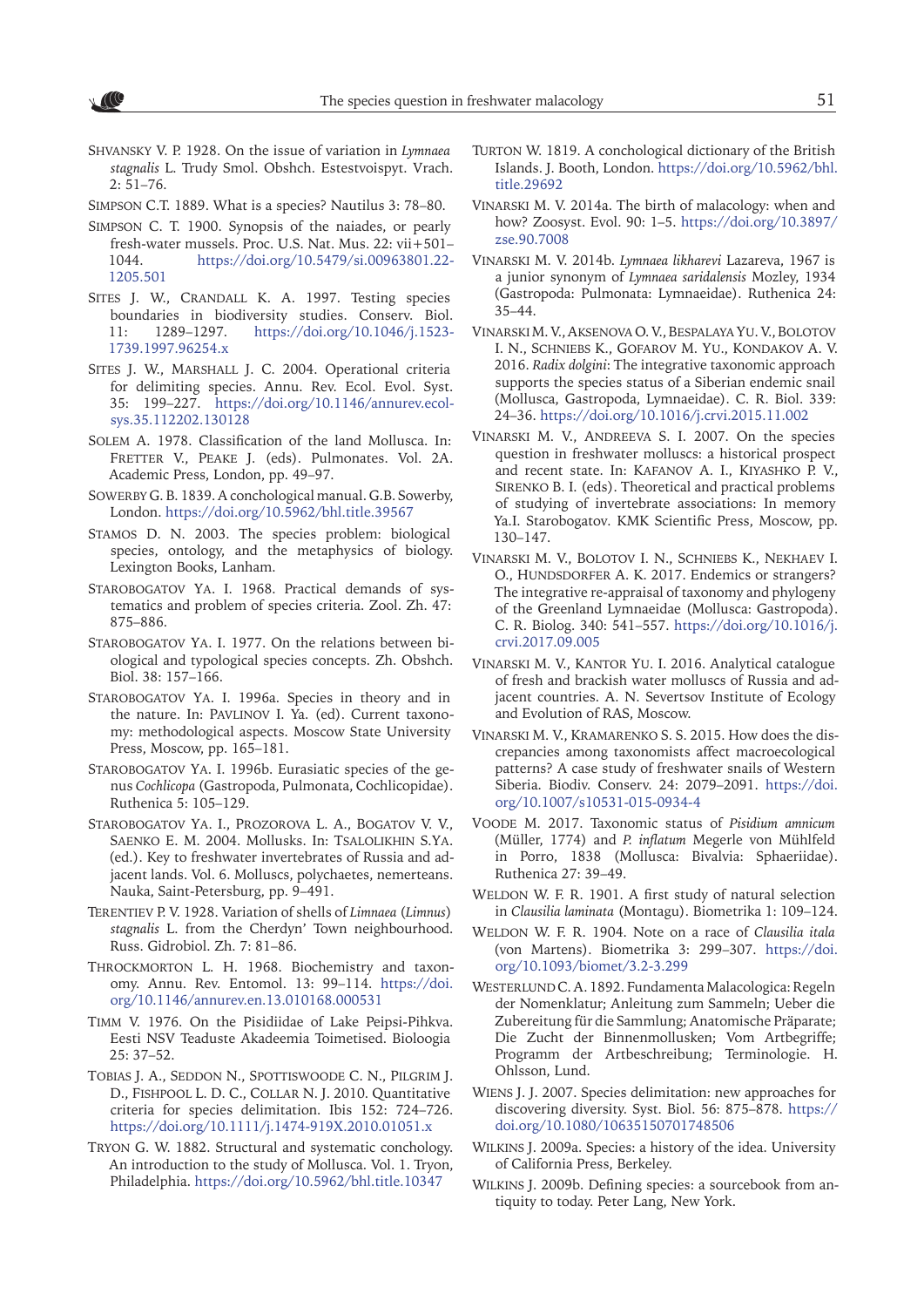Shvansky V. P. 1928. On the issue of variation in *Lymnaea stagnalis* L. Trudy Smol. Obshch. Estestvoispyt. Vrach. 2: 51–76.

Simpson C.T. 1889. What is a species? Nautilus 3: 78–80.

Simpson C. T. 1900. Synopsis of the naiades, or pearly fresh-water mussels. Proc. U.S. Nat. Mus. 22: vii+501–1044. https://doi.org/10.5479/si.00963801.22-1205.501

Sites J. W., Crandall K. A. 1997. Testing species boundaries in biodiversity studies. Conserv. Biol. 11: 1289–1297. https://doi.org/10.1046/j.1523-1739.1997.96254.x

Sites J. W., Marshall J. C. 2004. Operational criteria for delimiting species. Annu. Rev. Ecol. Evol. Syst. 35: 199–227. https://doi.org/10.1146/annurev.ecolsys.35.112202.130128

Solem A. 1978. Classification of the land Mollusca. In: Fretter V., Peake J. (eds). Pulmonates. Vol. 2A. Academic Press, London, pp. 49–97.

Sowerby G. B. 1839. A conchological manual. G.B. Sowerby, London. https://doi.org/10.5962/bhl.title.39567

Stamos D. N. 2003. The species problem: biological species, ontology, and the metaphysics of biology. Lexington Books, Lanham.

Starobogatov Ya. I. 1968. Practical demands of systematics and problem of species criteria. Zool. Zh. 47: 875–886.

Starobogatov Ya. I. 1977. On the relations between biological and typological species concepts. Zh. Obshch. Biol. 38: 157–166.

Starobogatov Ya. I. 1996a. Species in theory and in the nature. In: Pavlinov I. Ya. (ed). Current taxonomy: methodological aspects. Moscow State University Press, Moscow, pp. 165–181.

Starobogatov Ya. I. 1996b. Eurasiatic species of the genus *Cochlicopa* (Gastropoda, Pulmonata, Cochlicopidae). Ruthenica 5: 105–129.

Starobogatov Ya. I., Prozorova L. A., Bogatov V. V., Saenko E. M. 2004. Mollusks. In: Tsalolikhin S.Ya. (ed.). Key to freshwater invertebrates of Russia and adjacent lands. Vol. 6. Molluscs, polychaetes, nemerteans. Nauka, Saint-Petersburg, pp. 9–491.

Terentiev P. V. 1928. Variation of shells of *Limnaea* (*Limnus*) *stagnalis* L. from the Cherdyn' Town neighbourhood. Russ. Gidrobiol. Zh. 7: 81–86.

Throckmorton L. H. 1968. Biochemistry and taxonomy. Annu. Rev. Entomol. 13: 99–114. https://doi.org/10.1146/annurev.en.13.010168.000531

Timm V. 1976. On the Pisidiidae of Lake Peipsi-Pihkva. Eesti NSV Teaduste Akadeemia Toimetised. Bioloogia 25: 37–52.

Tobias J. A., Seddon N., Spottiswoode C. N., Pilgrim J. D., Fishpool L. D. C., Collar N. J. 2010. Quantitative criteria for species delimitation. Ibis 152: 724–726. https://doi.org/10.1111/j.1474-919X.2010.01051.x

Tryon G. W. 1882. Structural and systematic conchology. An introduction to the study of Mollusca. Vol. 1. Tryon, Philadelphia. https://doi.org/10.5962/bhl.title.10347

Turton W. 1819. A conchological dictionary of the British Islands. J. Booth, London. https://doi.org/10.5962/bhl.title.29692

Vinarski M. V. 2014a. The birth of malacology: when and how? Zoosyst. Evol. 90: 1–5. https://doi.org/10.3897/zse.90.7008

Vinarski M. V. 2014b. *Lymnaea likharevi* Lazareva, 1967 is a junior synonym of *Lymnaea saridalensis* Mozley, 1934 (Gastropoda: Pulmonata: Lymnaeidae). Ruthenica 24: 35–44.

Vinarski M. V., Aksenova O. V., Bespalaya Yu. V., Bolotov I. N., Schniebs K., Gofarov M. Yu., Kondakov A. V. 2016. *Radix dolgini*: The integrative taxonomic approach supports the species status of a Siberian endemic snail (Mollusca, Gastropoda, Lymnaeidae). C. R. Biol. 339: 24–36. https://doi.org/10.1016/j.crvi.2015.11.002

Vinarski M. V., Andreeva S. I. 2007. On the species question in freshwater molluscs: a historical prospect and recent state. In: Kafanov A. I., Kiyashko P. V., Sirenko B. I. (eds). Theoretical and practical problems of studying of invertebrate associations: In memory Ya.I. Starobogatov. KMK Scientific Press, Moscow, pp. 130–147.

Vinarski M. V., Bolotov I. N., Schniebs K., Nekhaev I. O., Hundsdorfer A. K. 2017. Endemics or strangers? The integrative re-appraisal of taxonomy and phylogeny of the Greenland Lymnaeidae (Mollusca: Gastropoda). C. R. Biolog. 340: 541–557. https://doi.org/10.1016/j.crvi.2017.09.005

Vinarski M. V., Kantor Yu. I. 2016. Analytical catalogue of fresh and brackish water molluscs of Russia and adjacent countries. A. N. Severtsov Institute of Ecology and Evolution of RAS, Moscow.

Vinarski M. V., Kramarenko S. S. 2015. How does the discrepancies among taxonomists affect macroecological patterns? A case study of freshwater snails of Western Siberia. Biodiv. Conserv. 24: 2079–2091. https://doi.org/10.1007/s10531-015-0934-4

Voode M. 2017. Taxonomic status of *Pisidium amnicum* (Müller, 1774) and *P. inflatum* Megerle von Mühlfeld in Porro, 1838 (Mollusca: Bivalvia: Sphaeriidae). Ruthenica 27: 39–49.

Weldon W. F. R. 1901. A first study of natural selection in *Clausilia laminata* (Montagu). Biometrika 1: 109–124.

Weldon W. F. R. 1904. Note on a race of *Clausilia itala* (von Martens). Biometrika 3: 299–307. https://doi.org/10.1093/biomet/3.2-3.299

Westerlund C. A. 1892. Fundamenta Malacologica: Regeln der Nomenklatur; Anleitung zum Sammeln; Ueber die Zubereitung für die Sammlung; Anatomische Präparate; Die Zucht der Binnenmollusken; Vom Artbegriffe; Programm der Artbeschreibung; Terminologie. H. Ohlsson, Lund.

Wiens J. J. 2007. Species delimitation: new approaches for discovering diversity. Syst. Biol. 56: 875–878. https://doi.org/10.1080/10635150701748506

Wilkins J. 2009a. Species: a history of the idea. University of California Press, Berkeley.

Wilkins J. 2009b. Defining species: a sourcebook from antiquity to today. Peter Lang, New York.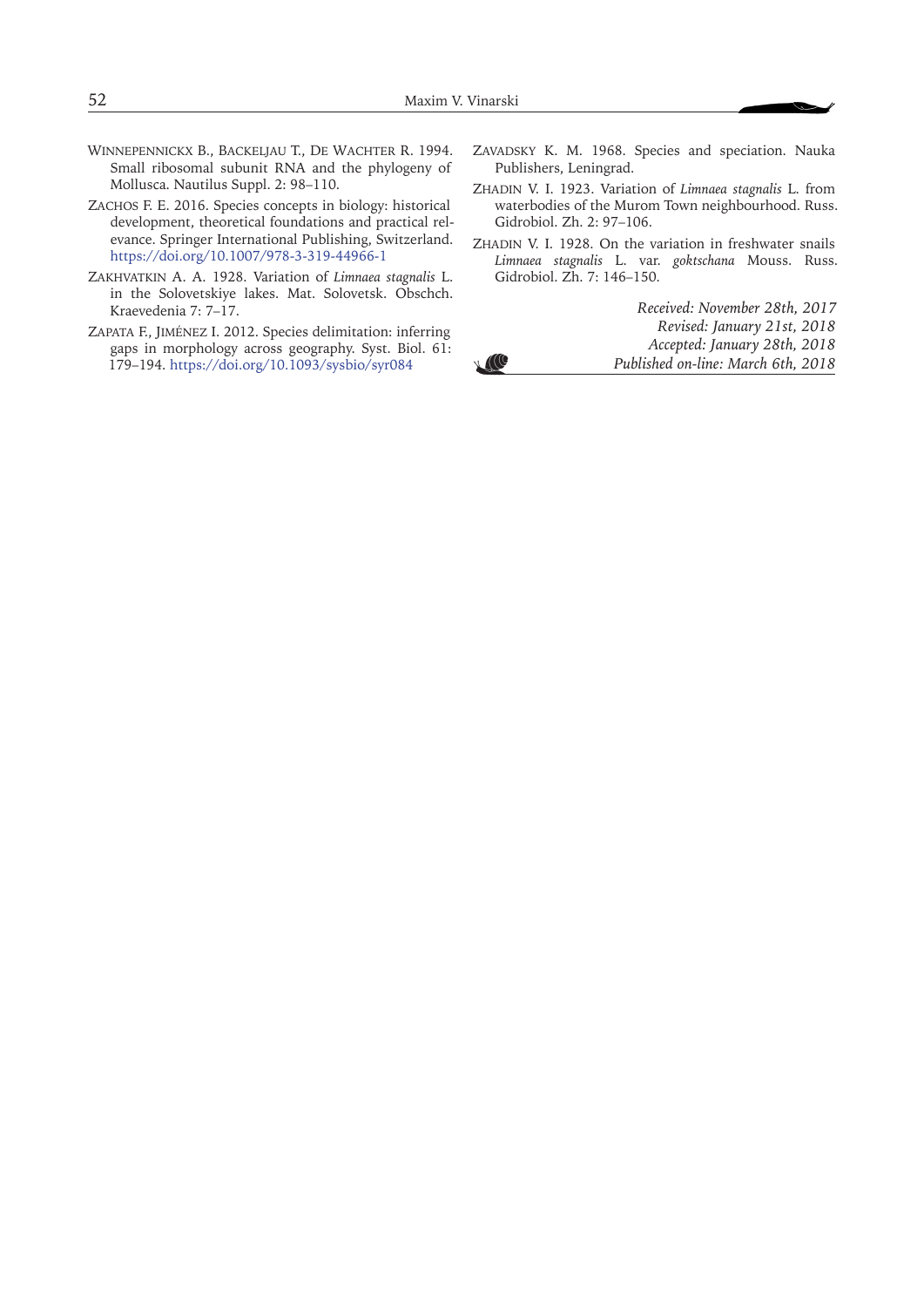WINNEPENNICKX B., BACKELJAU T., DE WACHTER R. 1994. Small ribosomal subunit RNA and the phylogeny of Mollusca. Nautilus Suppl. 2: 98–110.

ZACHOS F. E. 2016. Species concepts in biology: historical development, theoretical foundations and practical relevance. Springer International Publishing, Switzerland. https://doi.org/10.1007/978-3-319-44966-1

ZAKHVATKIN A. A. 1928. Variation of *Limnaea stagnalis* L. in the Solovetskiye lakes. Mat. Solovetsk. Obschch. Kraevedenia 7: 7–17.

ZAPATA F., JIMÉNEZ I. 2012. Species delimitation: inferring gaps in morphology across geography. Syst. Biol. 61: 179–194. https://doi.org/10.1093/sysbio/syr084

ZAVADSKY K. M. 1968. Species and speciation. Nauka Publishers, Leningrad.

ZHADIN V. I. 1923. Variation of *Limnaea stagnalis* L. from waterbodies of the Murom Town neighbourhood. Russ. Gidrobiol. Zh. 2: 97–106.

ZHADIN V. I. 1928. On the variation in freshwater snails *Limnaea stagnalis* L. var. *goktschana* Mouss. Russ. Gidrobiol. Zh. 7: 146–150.

*Received: November 28th, 2017*
*Revised: January 21st, 2018*
*Accepted: January 28th, 2018*
*Published on-line: March 6th, 2018*